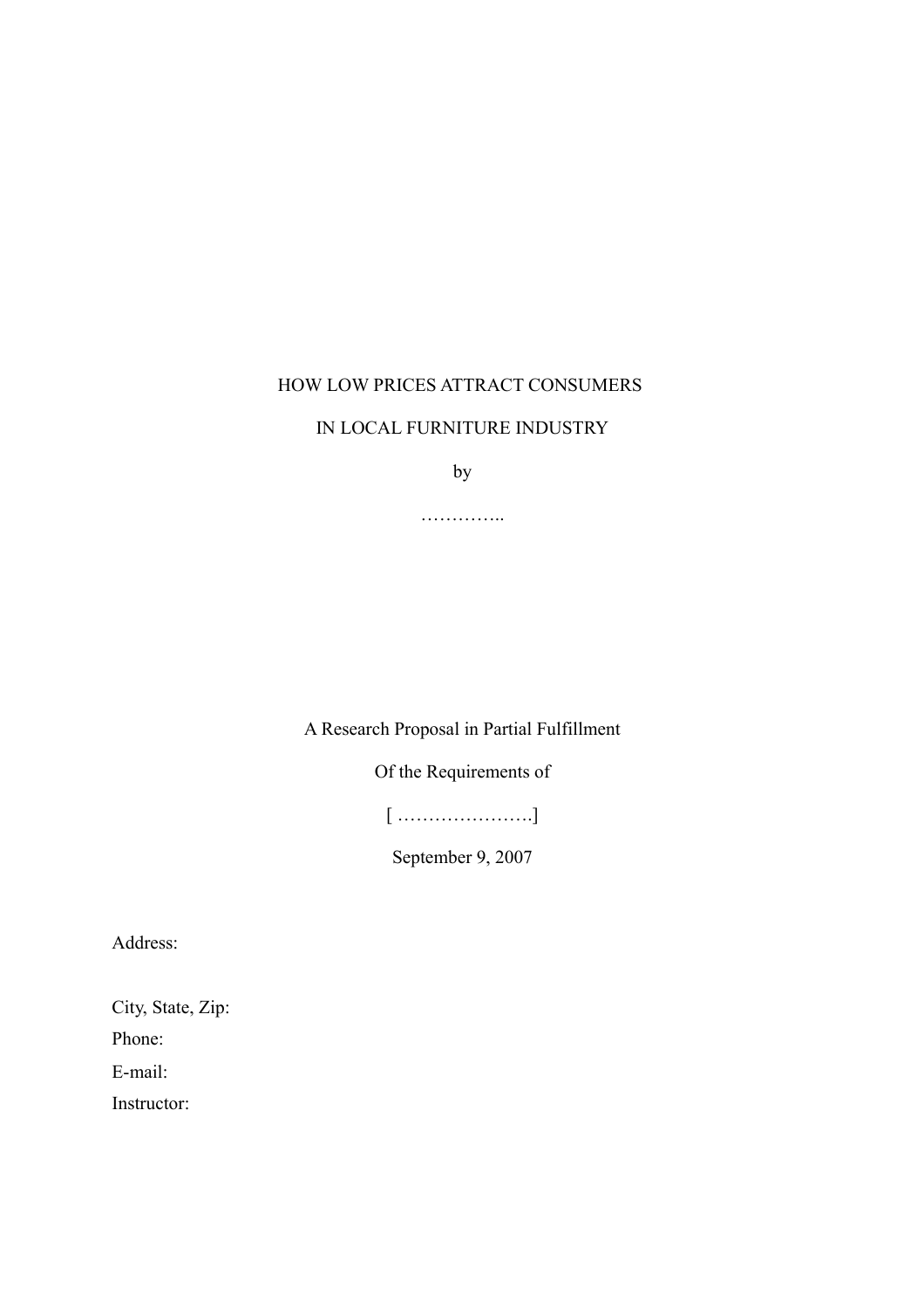# HOW LOW PRICES ATTRACT CONSUMERS IN LOCAL FURNITURE INDUSTRY

by

…………..

A Research Proposal in Partial Fulfillment

Of the Requirements of

[ ………………….]

September 9, 2007

Address:

City, State, Zip:

Phone:

E-mail:

Instructor: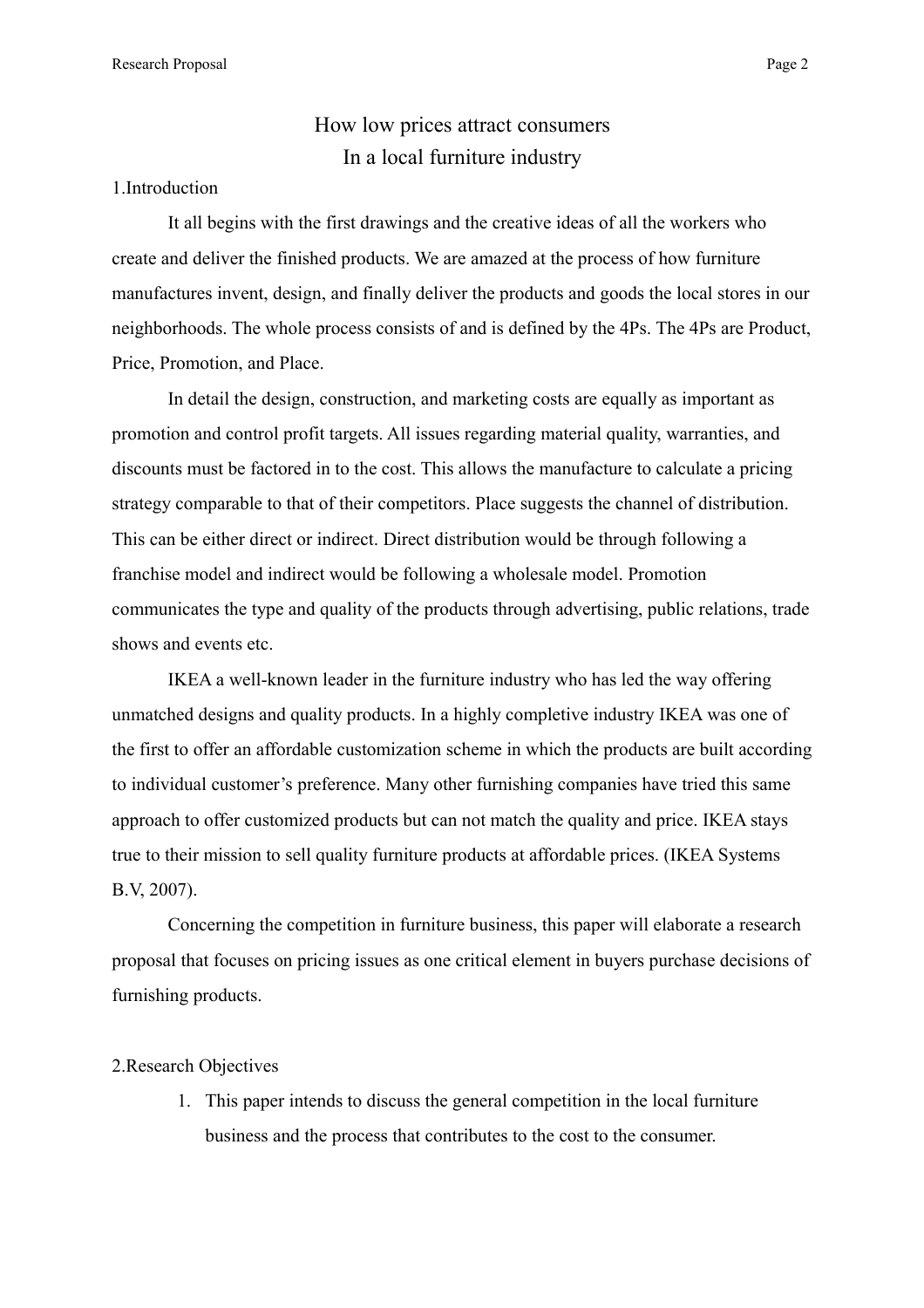# How low prices attract consumers
# In a local furniture industry

## 1.Introduction

It all begins with the first drawings and the creative ideas of all the workers who create and deliver the finished products. We are amazed at the process of how furniture manufactures invent, design, and finally deliver the products and goods the local stores in our neighborhoods. The whole process consists of and is defined by the 4Ps. The 4Ps are Product, Price, Promotion, and Place.

In detail the design, construction, and marketing costs are equally as important as promotion and control profit targets. All issues regarding material quality, warranties, and discounts must be factored in to the cost. This allows the manufacture to calculate a pricing strategy comparable to that of their competitors. Place suggests the channel of distribution. This can be either direct or indirect. Direct distribution would be through following a franchise model and indirect would be following a wholesale model. Promotion communicates the type and quality of the products through advertising, public relations, trade shows and events etc.

IKEA a well-known leader in the furniture industry who has led the way offering unmatched designs and quality products. In a highly completive industry IKEA was one of the first to offer an affordable customization scheme in which the products are built according to individual customer's preference. Many other furnishing companies have tried this same approach to offer customized products but can not match the quality and price. IKEA stays true to their mission to sell quality furniture products at affordable prices. (IKEA Systems B.V, 2007).

Concerning the competition in furniture business, this paper will elaborate a research proposal that focuses on pricing issues as one critical element in buyers purchase decisions of furnishing products.

## 2.Research Objectives

1. This paper intends to discuss the general competition in the local furniture business and the process that contributes to the cost to the consumer.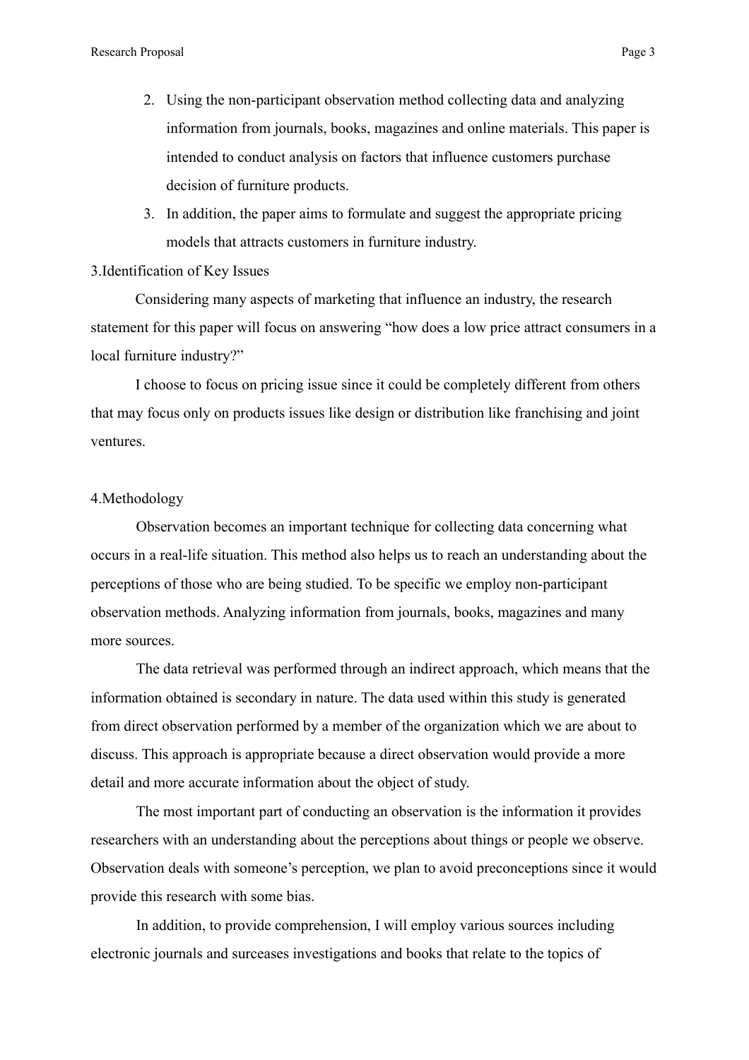2. Using the non-participant observation method collecting data and analyzing information from journals, books, magazines and online materials. This paper is intended to conduct analysis on factors that influence customers purchase decision of furniture products.
3. In addition, the paper aims to formulate and suggest the appropriate pricing models that attracts customers in furniture industry.

## 3.Identification of Key Issues

Considering many aspects of marketing that influence an industry, the research statement for this paper will focus on answering "how does a low price attract consumers in a local furniture industry?"

I choose to focus on pricing issue since it could be completely different from others that may focus only on products issues like design or distribution like franchising and joint ventures.

## 4.Methodology

Observation becomes an important technique for collecting data concerning what occurs in a real-life situation. This method also helps us to reach an understanding about the perceptions of those who are being studied. To be specific we employ non-participant observation methods. Analyzing information from journals, books, magazines and many more sources.

The data retrieval was performed through an indirect approach, which means that the information obtained is secondary in nature. The data used within this study is generated from direct observation performed by a member of the organization which we are about to discuss. This approach is appropriate because a direct observation would provide a more detail and more accurate information about the object of study.

The most important part of conducting an observation is the information it provides researchers with an understanding about the perceptions about things or people we observe. Observation deals with someone's perception, we plan to avoid preconceptions since it would provide this research with some bias.

In addition, to provide comprehension, I will employ various sources including electronic journals and surceases investigations and books that relate to the topics of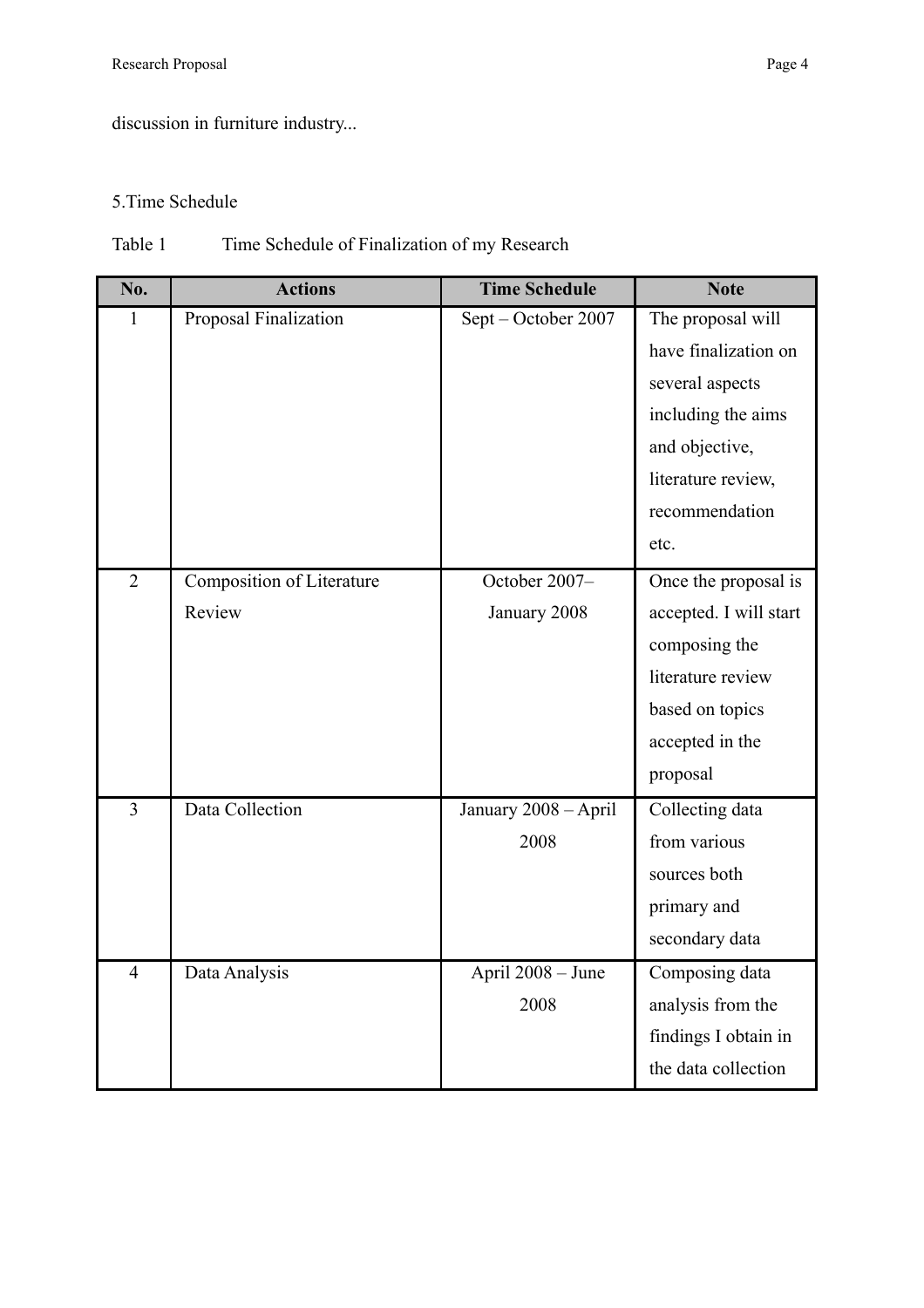discussion in furniture industry...

## 5.Time Schedule

Table 1 Time Schedule of Finalization of my Research

| No. | Actions | Time Schedule | Note |
|---|---|---|---|
| 1 | Proposal Finalization | Sept – October 2007 | The proposal will have finalization on several aspects including the aims and objective, literature review, recommendation etc. |
| 2 | Composition of Literature Review | October 2007– January 2008 | Once the proposal is accepted. I will start composing the literature review based on topics accepted in the proposal |
| 3 | Data Collection | January 2008 – April 2008 | Collecting data from various sources both primary and secondary data |
| 4 | Data Analysis | April 2008 – June 2008 | Composing data analysis from the findings I obtain in the data collection |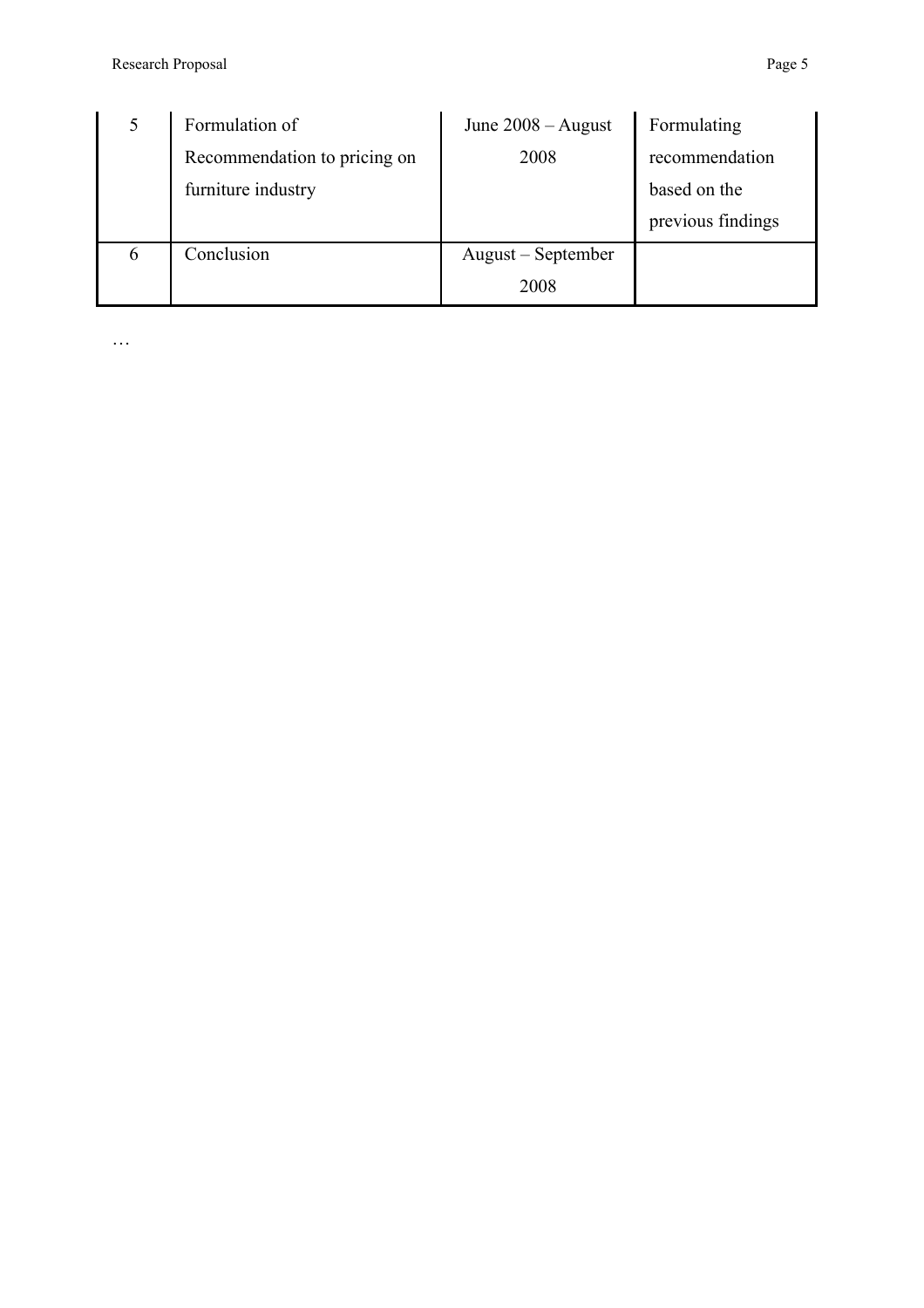| 5 | Formulation of Recommendation to pricing on furniture industry | June 2008 – August 2008 | Formulating recommendation based on the previous findings |
|---|---|---|---|
| 6 | Conclusion | August – September 2008 | |

…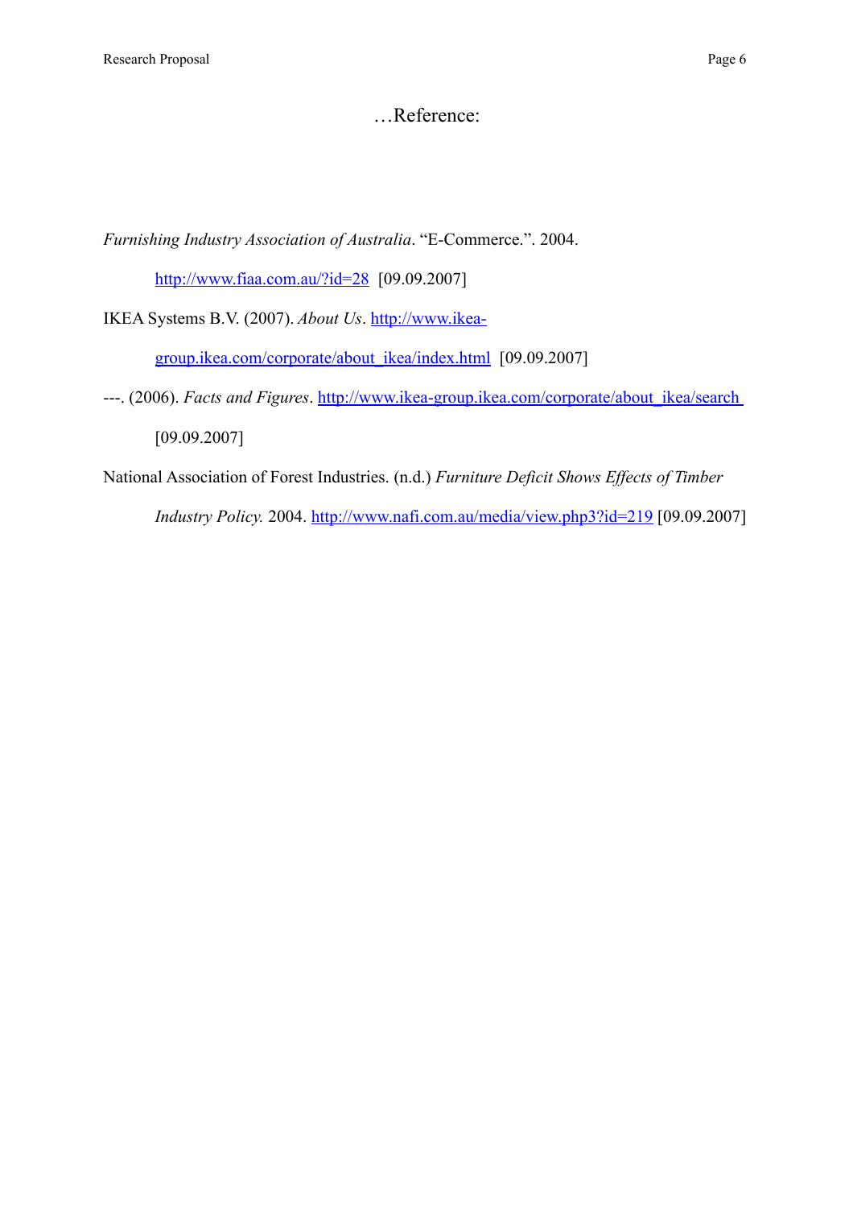# …Reference:

*Furnishing Industry Association of Australia*. "E-Commerce.". 2004. http://www.fiaa.com.au/?id=28 [09.09.2007]

IKEA Systems B.V. (2007). *About Us*. http://www.ikea-group.ikea.com/corporate/about_ikea/index.html [09.09.2007]

---. (2006). *Facts and Figures*. http://www.ikea-group.ikea.com/corporate/about_ikea/search [09.09.2007]

National Association of Forest Industries. (n.d.) *Furniture Deficit Shows Effects of Timber Industry Policy.* 2004. http://www.nafi.com.au/media/view.php3?id=219 [09.09.2007]